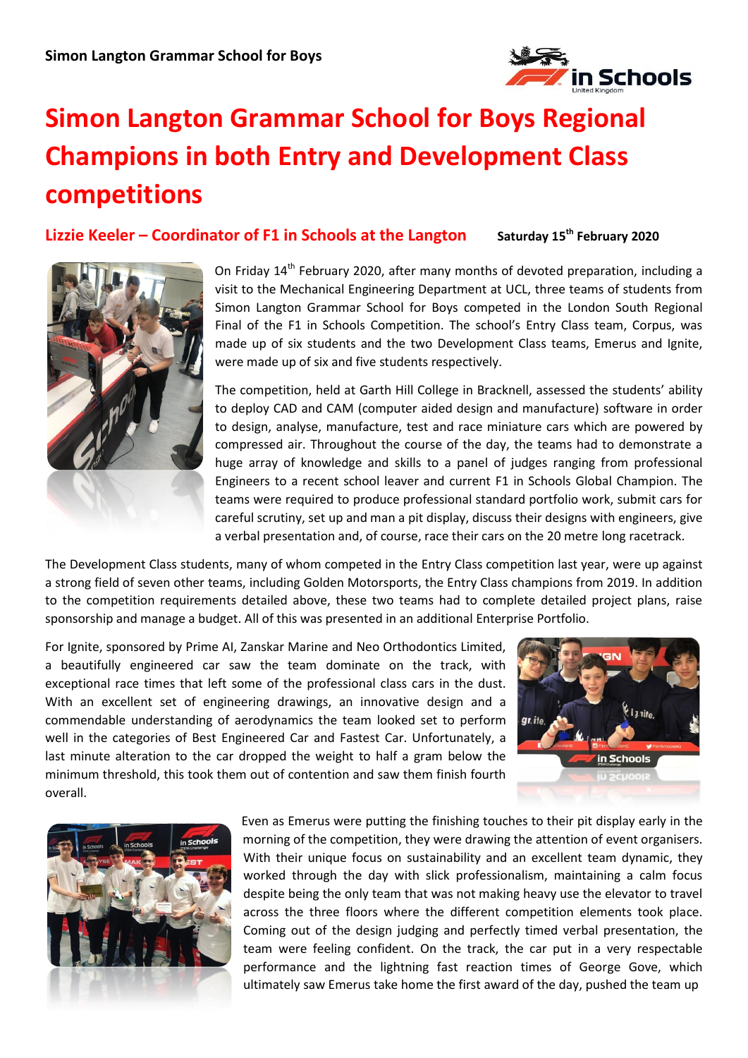**Simon Langton Grammar School for Boys**

# Simon Langton Grammar School for Boys Regional Champions in both Entry and Development Class competitions

## Lizzie Keeler – Coordinator of F1 in Schools at the Langton

**Saturday 15th February 2020**

On Friday 14th February 2020, after many months of devoted preparation, including a visit to the Mechanical Engineering Department at UCL, three teams of students from Simon Langton Grammar School for Boys competed in the London South Regional Final of the F1 in Schools Competition. The school's Entry Class team, Corpus, was made up of six students and the two Development Class teams, Emerus and Ignite, were made up of six and five students respectively.

The competition, held at Garth Hill College in Bracknell, assessed the students' ability to deploy CAD and CAM (computer aided design and manufacture) software in order to design, analyse, manufacture, test and race miniature cars which are powered by compressed air. Throughout the course of the day, the teams had to demonstrate a huge array of knowledge and skills to a panel of judges ranging from professional Engineers to a recent school leaver and current F1 in Schools Global Champion. The teams were required to produce professional standard portfolio work, submit cars for careful scrutiny, set up and man a pit display, discuss their designs with engineers, give a verbal presentation and, of course, race their cars on the 20 metre long racetrack.

The Development Class students, many of whom competed in the Entry Class competition last year, were up against a strong field of seven other teams, including Golden Motorsports, the Entry Class champions from 2019. In addition to the competition requirements detailed above, these two teams had to complete detailed project plans, raise sponsorship and manage a budget. All of this was presented in an additional Enterprise Portfolio.

For Ignite, sponsored by Prime AI, Zanskar Marine and Neo Orthodontics Limited, a beautifully engineered car saw the team dominate on the track, with exceptional race times that left some of the professional class cars in the dust. With an excellent set of engineering drawings, an innovative design and a commendable understanding of aerodynamics the team looked set to perform well in the categories of Best Engineered Car and Fastest Car. Unfortunately, a last minute alteration to the car dropped the weight to half a gram below the minimum threshold, this took them out of contention and saw them finish fourth overall.

Even as Emerus were putting the finishing touches to their pit display early in the morning of the competition, they were drawing the attention of event organisers. With their unique focus on sustainability and an excellent team dynamic, they worked through the day with slick professionalism, maintaining a calm focus despite being the only team that was not making heavy use the elevator to travel across the three floors where the different competition elements took place. Coming out of the design judging and perfectly timed verbal presentation, the team were feeling confident. On the track, the car put in a very respectable performance and the lightning fast reaction times of George Gove, which ultimately saw Emerus take home the first award of the day, pushed the team up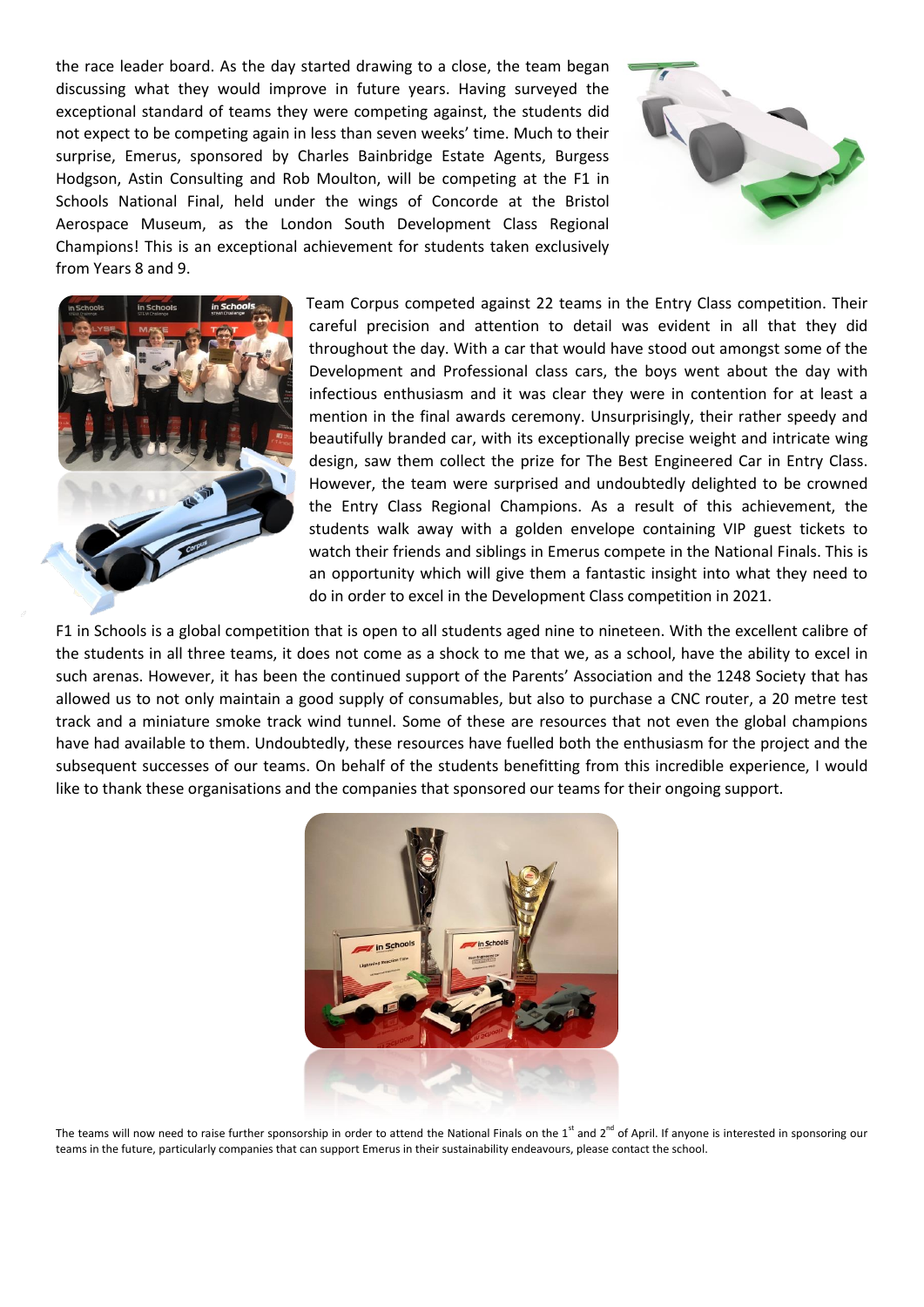the race leader board. As the day started drawing to a close, the team began discussing what they would improve in future years. Having surveyed the exceptional standard of teams they were competing against, the students did not expect to be competing again in less than seven weeks' time. Much to their surprise, Emerus, sponsored by Charles Bainbridge Estate Agents, Burgess Hodgson, Astin Consulting and Rob Moulton, will be competing at the F1 in Schools National Final, held under the wings of Concorde at the Bristol Aerospace Museum, as the London South Development Class Regional Champions! This is an exceptional achievement for students taken exclusively from Years 8 and 9.

Team Corpus competed against 22 teams in the Entry Class competition. Their careful precision and attention to detail was evident in all that they did throughout the day. With a car that would have stood out amongst some of the Development and Professional class cars, the boys went about the day with infectious enthusiasm and it was clear they were in contention for at least a mention in the final awards ceremony. Unsurprisingly, their rather speedy and beautifully branded car, with its exceptionally precise weight and intricate wing design, saw them collect the prize for The Best Engineered Car in Entry Class. However, the team were surprised and undoubtedly delighted to be crowned the Entry Class Regional Champions. As a result of this achievement, the students walk away with a golden envelope containing VIP guest tickets to watch their friends and siblings in Emerus compete in the National Finals. This is an opportunity which will give them a fantastic insight into what they need to do in order to excel in the Development Class competition in 2021.

F1 in Schools is a global competition that is open to all students aged nine to nineteen. With the excellent calibre of the students in all three teams, it does not come as a shock to me that we, as a school, have the ability to excel in such arenas. However, it has been the continued support of the Parents' Association and the 1248 Society that has allowed us to not only maintain a good supply of consumables, but also to purchase a CNC router, a 20 metre test track and a miniature smoke track wind tunnel. Some of these are resources that not even the global champions have had available to them. Undoubtedly, these resources have fuelled both the enthusiasm for the project and the subsequent successes of our teams. On behalf of the students benefitting from this incredible experience, I would like to thank these organisations and the companies that sponsored our teams for their ongoing support.

The teams will now need to raise further sponsorship in order to attend the National Finals on the 1st and 2nd of April. If anyone is interested in sponsoring our teams in the future, particularly companies that can support Emerus in their sustainability endeavours, please contact the school.